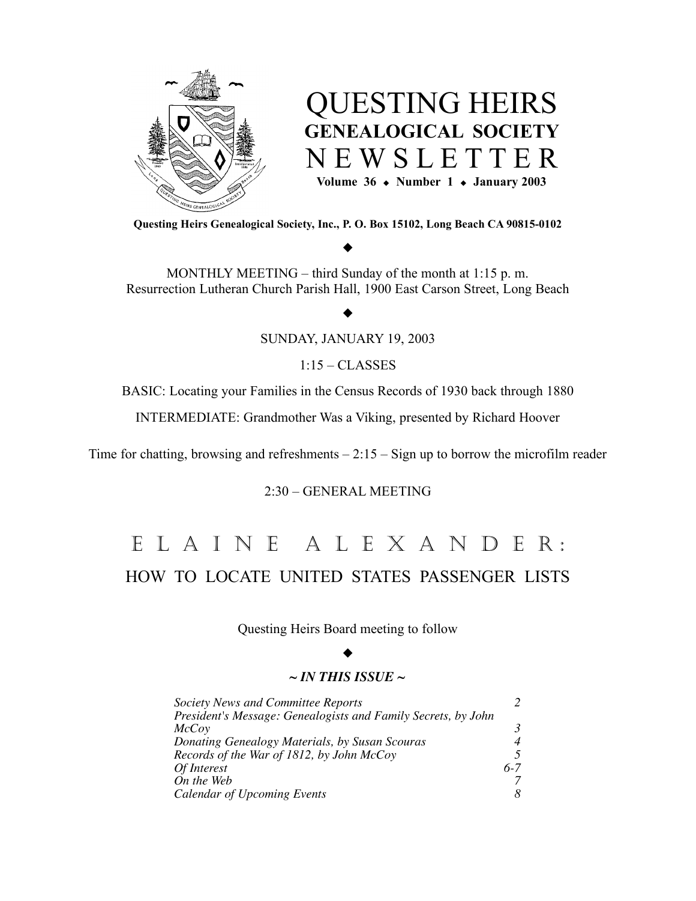# QUESTING HEIRS GENEALOGICAL SOCIETY NEWSLETTER

**Volume 36 ◆ Number 1 ◆ January 2003**

**Questing Heirs Genealogical Society, Inc., P. O. Box 15102, Long Beach CA 90815-0102**

◆

MONTHLY MEETING – third Sunday of the month at 1:15 p. m.
Resurrection Lutheran Church Parish Hall, 1900 East Carson Street, Long Beach

◆

SUNDAY, JANUARY 19, 2003

1:15 – CLASSES

BASIC: Locating your Families in the Census Records of 1930 back through 1880

INTERMEDIATE: Grandmother Was a Viking, presented by Richard Hoover

Time for chatting, browsing and refreshments – 2:15 – Sign up to borrow the microfilm reader

2:30 – GENERAL MEETING

## ELAINE ALEXANDER:

## HOW TO LOCATE UNITED STATES PASSENGER LISTS

Questing Heirs Board meeting to follow

◆

***~ IN THIS ISSUE ~***

| | |
|---|---|
| *Society News and Committee Reports* | *2* |
| *President's Message: Genealogists and Family Secrets, by John McCoy* | *3* |
| *Donating Genealogy Materials, by Susan Scouras* | *4* |
| *Records of the War of 1812, by John McCoy* | *5* |
| *Of Interest* | *6-7* |
| *On the Web* | *7* |
| *Calendar of Upcoming Events* | *8* |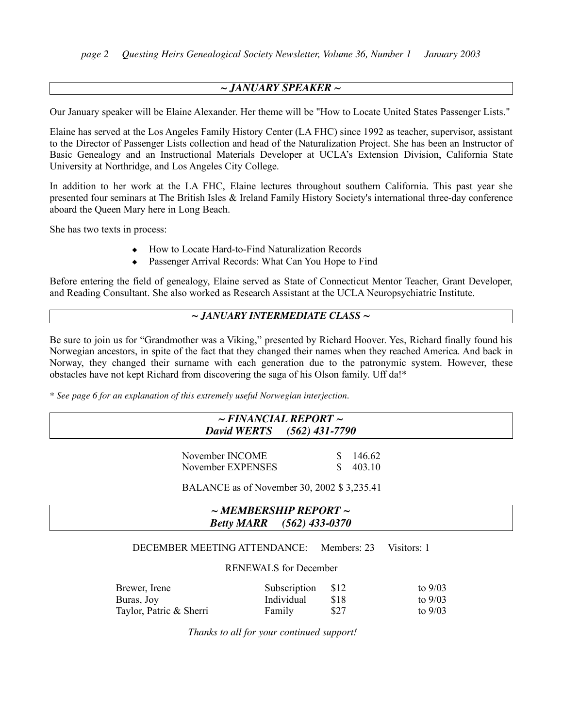## *~ JANUARY SPEAKER ~*

Our January speaker will be Elaine Alexander. Her theme will be "How to Locate United States Passenger Lists."

Elaine has served at the Los Angeles Family History Center (LA FHC) since 1992 as teacher, supervisor, assistant to the Director of Passenger Lists collection and head of the Naturalization Project. She has been an Instructor of Basic Genealogy and an Instructional Materials Developer at UCLA's Extension Division, California State University at Northridge, and Los Angeles City College.

In addition to her work at the LA FHC, Elaine lectures throughout southern California. This past year she presented four seminars at The British Isles & Ireland Family History Society's international three-day conference aboard the Queen Mary here in Long Beach.

She has two texts in process:

- How to Locate Hard-to-Find Naturalization Records
- Passenger Arrival Records: What Can You Hope to Find

Before entering the field of genealogy, Elaine served as State of Connecticut Mentor Teacher, Grant Developer, and Reading Consultant. She also worked as Research Assistant at the UCLA Neuropsychiatric Institute.

## *~ JANUARY INTERMEDIATE CLASS ~*

Be sure to join us for "Grandmother was a Viking," presented by Richard Hoover. Yes, Richard finally found his Norwegian ancestors, in spite of the fact that they changed their names when they reached America. And back in Norway, they changed their surname with each generation due to the patronymic system. However, these obstacles have not kept Richard from discovering the saga of his Olson family. Uff da!*

*\* See page 6 for an explanation of this extremely useful Norwegian interjection.*

## *~ FINANCIAL REPORT ~*
### *David WERTS (562) 431-7790*

| | |
|---|---|
| November INCOME | $ 146.62 |
| November EXPENSES | $ 403.10 |

BALANCE as of November 30, 2002 $ 3,235.41

## *~ MEMBERSHIP REPORT ~*
### *Betty MARR (562) 433-0370*

DECEMBER MEETING ATTENDANCE: Members: 23 Visitors: 1

RENEWALS for December

| | | | |
|---|---|---|---|
| Brewer, Irene | Subscription | $12 | to 9/03 |
| Buras, Joy | Individual | $18 | to 9/03 |
| Taylor, Patric & Sherri | Family | $27 | to 9/03 |

*Thanks to all for your continued support!*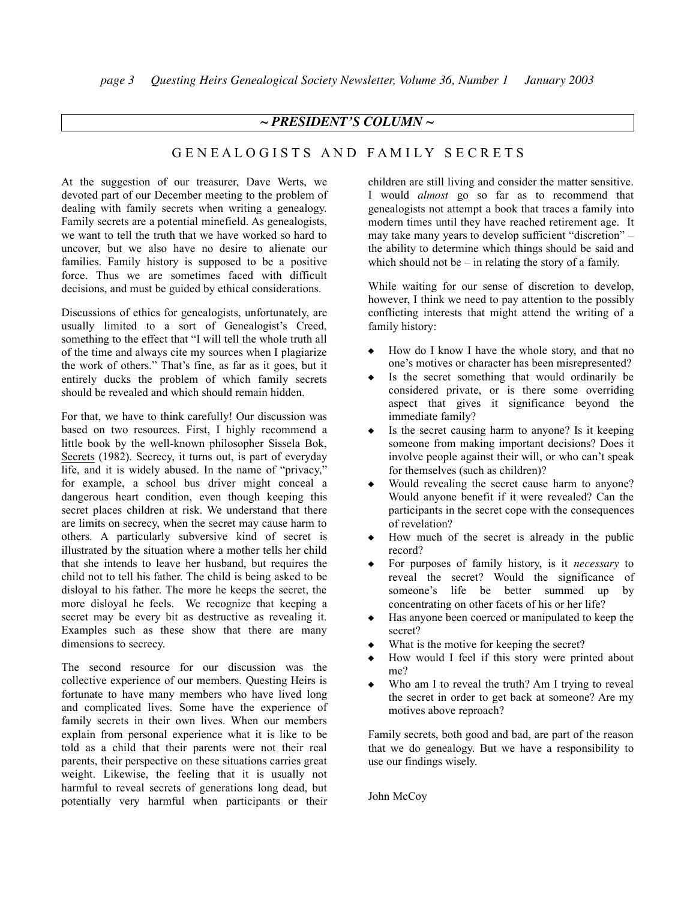## ~ PRESIDENT'S COLUMN ~

### GENEALOGISTS AND FAMILY SECRETS

At the suggestion of our treasurer, Dave Werts, we devoted part of our December meeting to the problem of dealing with family secrets when writing a genealogy. Family secrets are a potential minefield. As genealogists, we want to tell the truth that we have worked so hard to uncover, but we also have no desire to alienate our families. Family history is supposed to be a positive force. Thus we are sometimes faced with difficult decisions, and must be guided by ethical considerations.

Discussions of ethics for genealogists, unfortunately, are usually limited to a sort of Genealogist's Creed, something to the effect that "I will tell the whole truth all of the time and always cite my sources when I plagiarize the work of others." That's fine, as far as it goes, but it entirely ducks the problem of which family secrets should be revealed and which should remain hidden.

For that, we have to think carefully! Our discussion was based on two resources. First, I highly recommend a little book by the well-known philosopher Sissela Bok, Secrets (1982). Secrecy, it turns out, is part of everyday life, and it is widely abused. In the name of "privacy," for example, a school bus driver might conceal a dangerous heart condition, even though keeping this secret places children at risk. We understand that there are limits on secrecy, when the secret may cause harm to others. A particularly subversive kind of secret is illustrated by the situation where a mother tells her child that she intends to leave her husband, but requires the child not to tell his father. The child is being asked to be disloyal to his father. The more he keeps the secret, the more disloyal he feels. We recognize that keeping a secret may be every bit as destructive as revealing it. Examples such as these show that there are many dimensions to secrecy.

The second resource for our discussion was the collective experience of our members. Questing Heirs is fortunate to have many members who have lived long and complicated lives. Some have the experience of family secrets in their own lives. When our members explain from personal experience what it is like to be told as a child that their parents were not their real parents, their perspective on these situations carries great weight. Likewise, the feeling that it is usually not harmful to reveal secrets of generations long dead, but potentially very harmful when participants or their children are still living and consider the matter sensitive. I would *almost* go so far as to recommend that genealogists not attempt a book that traces a family into modern times until they have reached retirement age. It may take many years to develop sufficient "discretion" – the ability to determine which things should be said and which should not be – in relating the story of a family.

While waiting for our sense of discretion to develop, however, I think we need to pay attention to the possibly conflicting interests that might attend the writing of a family history:

- How do I know I have the whole story, and that no one's motives or character has been misrepresented?
- Is the secret something that would ordinarily be considered private, or is there some overriding aspect that gives it significance beyond the immediate family?
- Is the secret causing harm to anyone? Is it keeping someone from making important decisions? Does it involve people against their will, or who can't speak for themselves (such as children)?
- Would revealing the secret cause harm to anyone? Would anyone benefit if it were revealed? Can the participants in the secret cope with the consequences of revelation?
- How much of the secret is already in the public record?
- For purposes of family history, is it *necessary* to reveal the secret? Would the significance of someone's life be better summed up by concentrating on other facets of his or her life?
- Has anyone been coerced or manipulated to keep the secret?
- What is the motive for keeping the secret?
- How would I feel if this story were printed about me?
- Who am I to reveal the truth? Am I trying to reveal the secret in order to get back at someone? Are my motives above reproach?

Family secrets, both good and bad, are part of the reason that we do genealogy. But we have a responsibility to use our findings wisely.

John McCoy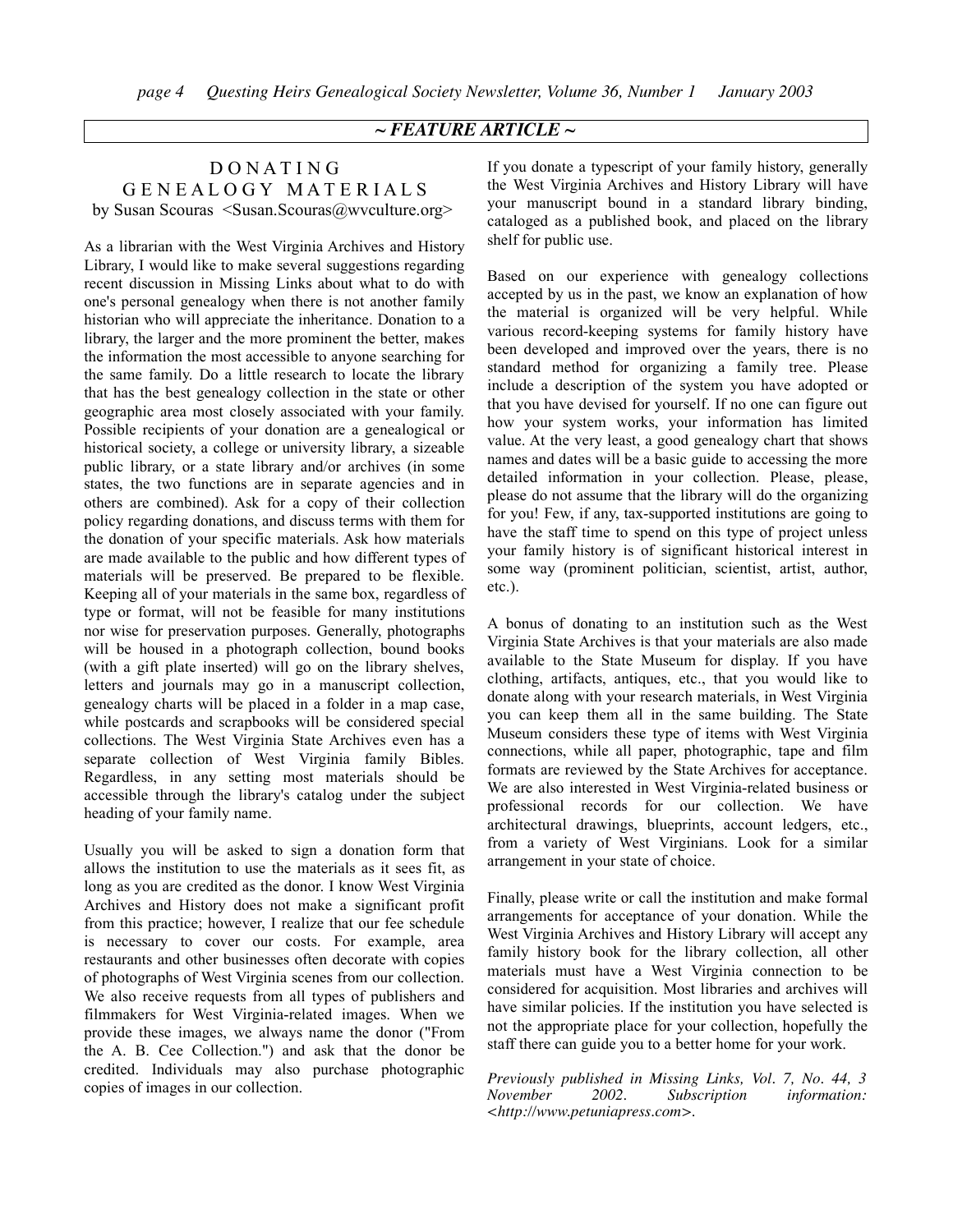~ *FEATURE ARTICLE* ~

# DONATING GENEALOGY MATERIALS

by Susan Scouras <Susan.Scouras@wvculture.org>

As a librarian with the West Virginia Archives and History Library, I would like to make several suggestions regarding recent discussion in Missing Links about what to do with one's personal genealogy when there is not another family historian who will appreciate the inheritance. Donation to a library, the larger and the more prominent the better, makes the information the most accessible to anyone searching for the same family. Do a little research to locate the library that has the best genealogy collection in the state or other geographic area most closely associated with your family. Possible recipients of your donation are a genealogical or historical society, a college or university library, a sizeable public library, or a state library and/or archives (in some states, the two functions are in separate agencies and in others are combined). Ask for a copy of their collection policy regarding donations, and discuss terms with them for the donation of your specific materials. Ask how materials are made available to the public and how different types of materials will be preserved. Be prepared to be flexible. Keeping all of your materials in the same box, regardless of type or format, will not be feasible for many institutions nor wise for preservation purposes. Generally, photographs will be housed in a photograph collection, bound books (with a gift plate inserted) will go on the library shelves, letters and journals may go in a manuscript collection, genealogy charts will be placed in a folder in a map case, while postcards and scrapbooks will be considered special collections. The West Virginia State Archives even has a separate collection of West Virginia family Bibles. Regardless, in any setting most materials should be accessible through the library's catalog under the subject heading of your family name.

Usually you will be asked to sign a donation form that allows the institution to use the materials as it sees fit, as long as you are credited as the donor. I know West Virginia Archives and History does not make a significant profit from this practice; however, I realize that our fee schedule is necessary to cover our costs. For example, area restaurants and other businesses often decorate with copies of photographs of West Virginia scenes from our collection. We also receive requests from all types of publishers and filmmakers for West Virginia-related images. When we provide these images, we always name the donor ("From the A. B. Cee Collection.") and ask that the donor be credited. Individuals may also purchase photographic copies of images in our collection.

If you donate a typescript of your family history, generally the West Virginia Archives and History Library will have your manuscript bound in a standard library binding, cataloged as a published book, and placed on the library shelf for public use.

Based on our experience with genealogy collections accepted by us in the past, we know an explanation of how the material is organized will be very helpful. While various record-keeping systems for family history have been developed and improved over the years, there is no standard method for organizing a family tree. Please include a description of the system you have adopted or that you have devised for yourself. If no one can figure out how your system works, your information has limited value. At the very least, a good genealogy chart that shows names and dates will be a basic guide to accessing the more detailed information in your collection. Please, please, please do not assume that the library will do the organizing for you! Few, if any, tax-supported institutions are going to have the staff time to spend on this type of project unless your family history is of significant historical interest in some way (prominent politician, scientist, artist, author, etc.).

A bonus of donating to an institution such as the West Virginia State Archives is that your materials are also made available to the State Museum for display. If you have clothing, artifacts, antiques, etc., that you would like to donate along with your research materials, in West Virginia you can keep them all in the same building. The State Museum considers these type of items with West Virginia connections, while all paper, photographic, tape and film formats are reviewed by the State Archives for acceptance. We are also interested in West Virginia-related business or professional records for our collection. We have architectural drawings, blueprints, account ledgers, etc., from a variety of West Virginians. Look for a similar arrangement in your state of choice.

Finally, please write or call the institution and make formal arrangements for acceptance of your donation. While the West Virginia Archives and History Library will accept any family history book for the library collection, all other materials must have a West Virginia connection to be considered for acquisition. Most libraries and archives will have similar policies. If the institution you have selected is not the appropriate place for your collection, hopefully the staff there can guide you to a better home for your work.

*Previously published in Missing Links, Vol. 7, No. 44, 3 November 2002. Subscription information: <http://www.petuniapress.com>.*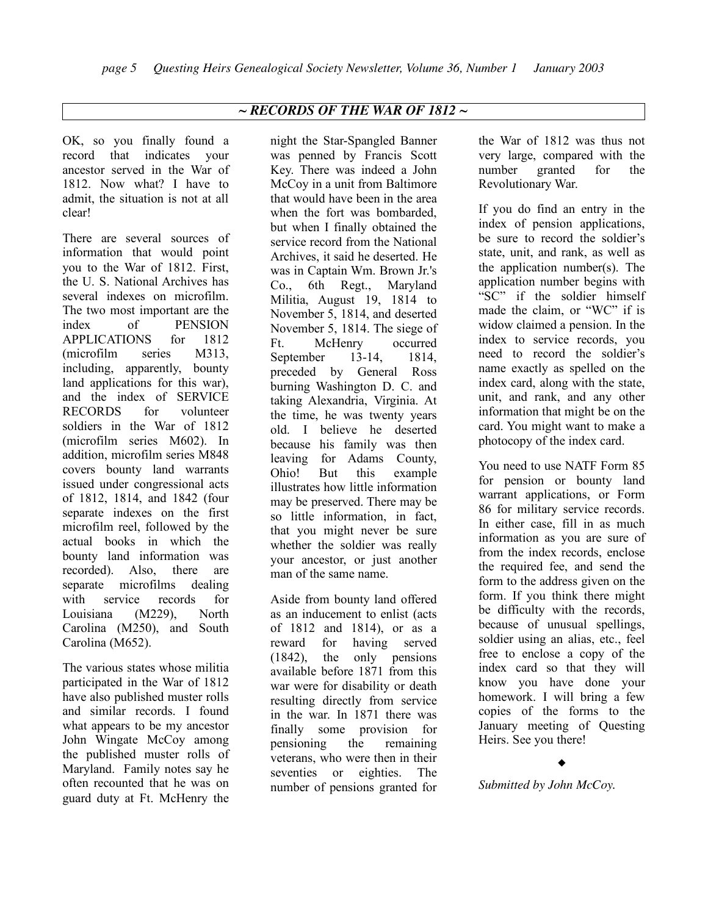## ~ *RECORDS OF THE WAR OF 1812* ~

OK, so you finally found a record that indicates your ancestor served in the War of 1812. Now what? I have to admit, the situation is not at all clear!

There are several sources of information that would point you to the War of 1812. First, the U. S. National Archives has several indexes on microfilm. The two most important are the index of PENSION APPLICATIONS for 1812 (microfilm series M313, including, apparently, bounty land applications for this war), and the index of SERVICE RECORDS for volunteer soldiers in the War of 1812 (microfilm series M602). In addition, microfilm series M848 covers bounty land warrants issued under congressional acts of 1812, 1814, and 1842 (four separate indexes on the first microfilm reel, followed by the actual books in which the bounty land information was recorded). Also, there are separate microfilms dealing with service records for Louisiana (M229), North Carolina (M250), and South Carolina (M652).

The various states whose militia participated in the War of 1812 have also published muster rolls and similar records. I found what appears to be my ancestor John Wingate McCoy among the published muster rolls of Maryland. Family notes say he often recounted that he was on guard duty at Ft. McHenry the night the Star-Spangled Banner was penned by Francis Scott Key. There was indeed a John McCoy in a unit from Baltimore that would have been in the area when the fort was bombarded, but when I finally obtained the service record from the National Archives, it said he deserted. He was in Captain Wm. Brown Jr.'s Co., 6th Regt., Maryland Militia, August 19, 1814 to November 5, 1814, and deserted November 5, 1814. The siege of Ft. McHenry occurred September 13-14, 1814, preceded by General Ross burning Washington D. C. and taking Alexandria, Virginia. At the time, he was twenty years old. I believe he deserted because his family was then leaving for Adams County, Ohio! But this example illustrates how little information may be preserved. There may be so little information, in fact, that you might never be sure whether the soldier was really your ancestor, or just another man of the same name.

Aside from bounty land offered as an inducement to enlist (acts of 1812 and 1814), or as a reward for having served (1842), the only pensions available before 1871 from this war were for disability or death resulting directly from service in the war. In 1871 there was finally some provision for pensioning the remaining veterans, who were then in their seventies or eighties. The number of pensions granted for the War of 1812 was thus not very large, compared with the number granted for the Revolutionary War.

If you do find an entry in the index of pension applications, be sure to record the soldier's state, unit, and rank, as well as the application number(s). The application number begins with "SC" if the soldier himself made the claim, or "WC" if is widow claimed a pension. In the index to service records, you need to record the soldier's name exactly as spelled on the index card, along with the state, unit, and rank, and any other information that might be on the card. You might want to make a photocopy of the index card.

You need to use NATF Form 85 for pension or bounty land warrant applications, or Form 86 for military service records. In either case, fill in as much information as you are sure of from the index records, enclose the required fee, and send the form to the address given on the form. If you think there might be difficulty with the records, because of unusual spellings, soldier using an alias, etc., feel free to enclose a copy of the index card so that they will know you have done your homework. I will bring a few copies of the forms to the January meeting of Questing Heirs. See you there!

◆

*Submitted by John McCoy.*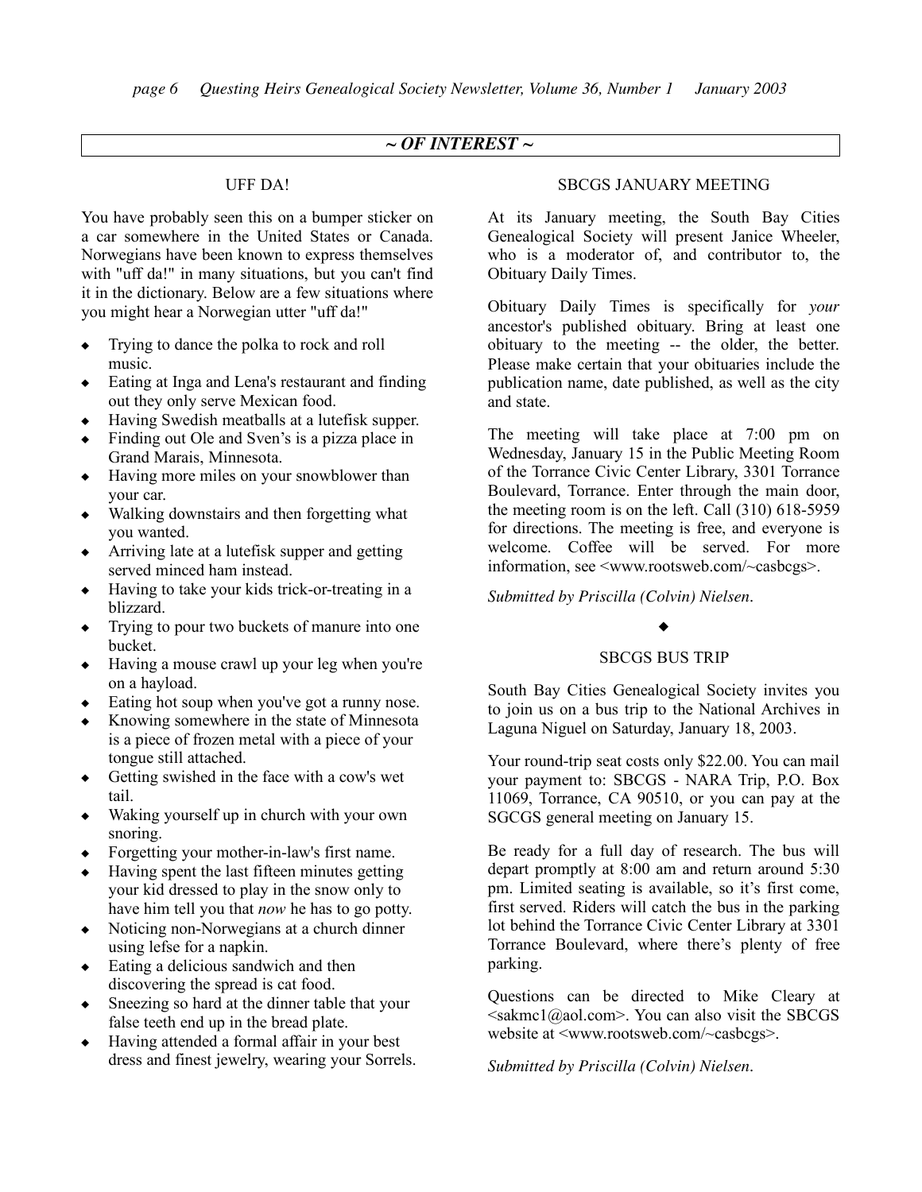## ~ OF INTEREST ~

### UFF DA!

You have probably seen this on a bumper sticker on a car somewhere in the United States or Canada. Norwegians have been known to express themselves with "uff da!" in many situations, but you can't find it in the dictionary. Below are a few situations where you might hear a Norwegian utter "uff da!"

- Trying to dance the polka to rock and roll music.
- Eating at Inga and Lena's restaurant and finding out they only serve Mexican food.
- Having Swedish meatballs at a lutefisk supper.
- Finding out Ole and Sven's is a pizza place in Grand Marais, Minnesota.
- Having more miles on your snowblower than your car.
- Walking downstairs and then forgetting what you wanted.
- Arriving late at a lutefisk supper and getting served minced ham instead.
- Having to take your kids trick-or-treating in a blizzard.
- Trying to pour two buckets of manure into one bucket.
- Having a mouse crawl up your leg when you're on a hayload.
- Eating hot soup when you've got a runny nose.
- Knowing somewhere in the state of Minnesota is a piece of frozen metal with a piece of your tongue still attached.
- Getting swished in the face with a cow's wet tail.
- Waking yourself up in church with your own snoring.
- Forgetting your mother-in-law's first name.
- Having spent the last fifteen minutes getting your kid dressed to play in the snow only to have him tell you that *now* he has to go potty.
- Noticing non-Norwegians at a church dinner using lefse for a napkin.
- Eating a delicious sandwich and then discovering the spread is cat food.
- Sneezing so hard at the dinner table that your false teeth end up in the bread plate.
- Having attended a formal affair in your best dress and finest jewelry, wearing your Sorrels.

### SBCGS JANUARY MEETING

At its January meeting, the South Bay Cities Genealogical Society will present Janice Wheeler, who is a moderator of, and contributor to, the Obituary Daily Times.

Obituary Daily Times is specifically for *your* ancestor's published obituary. Bring at least one obituary to the meeting -- the older, the better. Please make certain that your obituaries include the publication name, date published, as well as the city and state.

The meeting will take place at 7:00 pm on Wednesday, January 15 in the Public Meeting Room of the Torrance Civic Center Library, 3301 Torrance Boulevard, Torrance. Enter through the main door, the meeting room is on the left. Call (310) 618-5959 for directions. The meeting is free, and everyone is welcome. Coffee will be served. For more information, see <www.rootsweb.com/~casbcgs>.

*Submitted by Priscilla (Colvin) Nielsen.*

◆

### SBCGS BUS TRIP

South Bay Cities Genealogical Society invites you to join us on a bus trip to the National Archives in Laguna Niguel on Saturday, January 18, 2003.

Your round-trip seat costs only $22.00. You can mail your payment to: SBCGS - NARA Trip, P.O. Box 11069, Torrance, CA 90510, or you can pay at the SGCGS general meeting on January 15.

Be ready for a full day of research. The bus will depart promptly at 8:00 am and return around 5:30 pm. Limited seating is available, so it's first come, first served. Riders will catch the bus in the parking lot behind the Torrance Civic Center Library at 3301 Torrance Boulevard, where there's plenty of free parking.

Questions can be directed to Mike Cleary at <sakmc1@aol.com>. You can also visit the SBCGS website at <www.rootsweb.com/~casbcgs>.

*Submitted by Priscilla (Colvin) Nielsen.*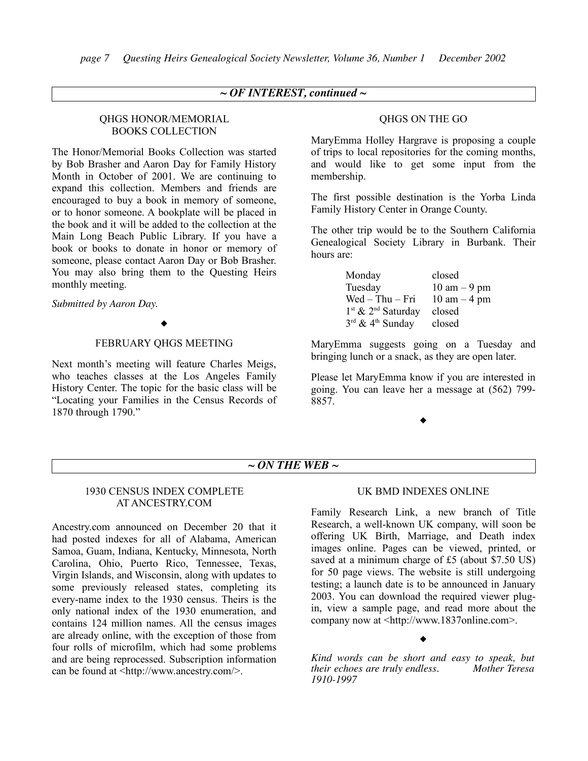## ~ OF INTEREST, continued ~

### QHGS HONOR/MEMORIAL BOOKS COLLECTION

The Honor/Memorial Books Collection was started by Bob Brasher and Aaron Day for Family History Month in October of 2001. We are continuing to expand this collection. Members and friends are encouraged to buy a book in memory of someone, or to honor someone. A bookplate will be placed in the book and it will be added to the collection at the Main Long Beach Public Library. If you have a book or books to donate in honor or memory of someone, please contact Aaron Day or Bob Brasher. You may also bring them to the Questing Heirs monthly meeting.

*Submitted by Aaron Day.*

◆

### FEBRUARY QHGS MEETING

Next month's meeting will feature Charles Meigs, who teaches classes at the Los Angeles Family History Center. The topic for the basic class will be "Locating your Families in the Census Records of 1870 through 1790."

### QHGS ON THE GO

MaryEmma Holley Hargrave is proposing a couple of trips to local repositories for the coming months, and would like to get some input from the membership.

The first possible destination is the Yorba Linda Family History Center in Orange County.

The other trip would be to the Southern California Genealogical Society Library in Burbank. Their hours are:

| | |
|---|---|
| Monday | closed |
| Tuesday | 10 am – 9 pm |
| Wed – Thu – Fri | 10 am – 4 pm |
| 1st & 2nd Saturday | closed |
| 3rd & 4th Sunday | closed |

MaryEmma suggests going on a Tuesday and bringing lunch or a snack, as they are open later.

Please let MaryEmma know if you are interested in going. You can leave her a message at (562) 799-8857.

◆

## ~ ON THE WEB ~

### 1930 CENSUS INDEX COMPLETE AT ANCESTRY.COM

Ancestry.com announced on December 20 that it had posted indexes for all of Alabama, American Samoa, Guam, Indiana, Kentucky, Minnesota, North Carolina, Ohio, Puerto Rico, Tennessee, Texas, Virgin Islands, and Wisconsin, along with updates to some previously released states, completing its every-name index to the 1930 census. Theirs is the only national index of the 1930 enumeration, and contains 124 million names. All the census images are already online, with the exception of those from four rolls of microfilm, which had some problems and are being reprocessed. Subscription information can be found at <http://www.ancestry.com/>.

### UK BMD INDEXES ONLINE

Family Research Link, a new branch of Title Research, a well-known UK company, will soon be offering UK Birth, Marriage, and Death index images online. Pages can be viewed, printed, or saved at a minimum charge of £5 (about $7.50 US) for 50 page views. The website is still undergoing testing; a launch date is to be announced in January 2003. You can download the required viewer plug-in, view a sample page, and read more about the company now at <http://www.1837online.com>.

◆

*Kind words can be short and easy to speak, but their echoes are truly endless. Mother Teresa 1910-1997*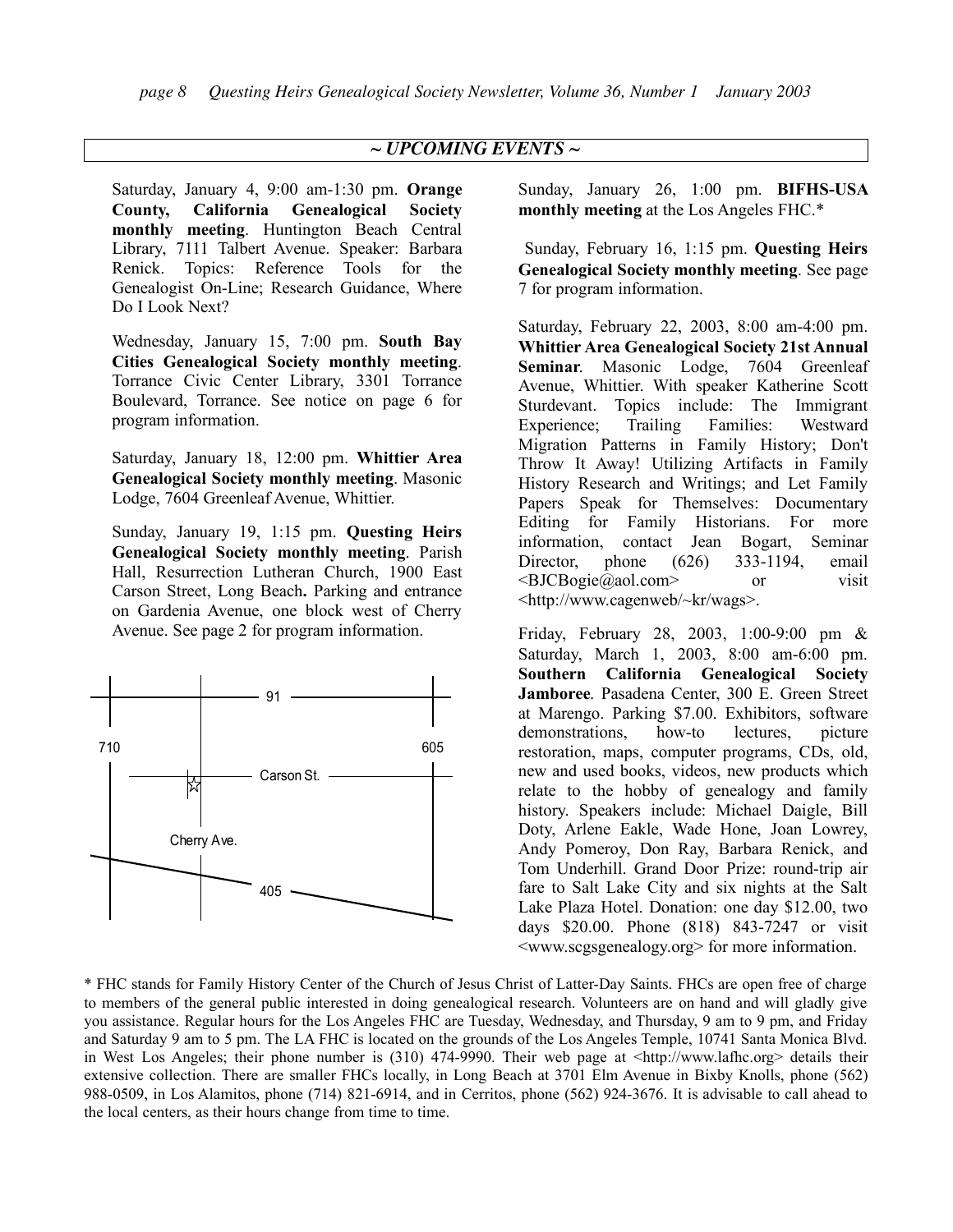## ~ UPCOMING EVENTS ~

Saturday, January 4, 9:00 am-1:30 pm. **Orange County, California Genealogical Society monthly meeting**. Huntington Beach Central Library, 7111 Talbert Avenue. Speaker: Barbara Renick. Topics: Reference Tools for the Genealogist On-Line; Research Guidance, Where Do I Look Next?

Wednesday, January 15, 7:00 pm. **South Bay Cities Genealogical Society monthly meeting**. Torrance Civic Center Library, 3301 Torrance Boulevard, Torrance. See notice on page 6 for program information.

Saturday, January 18, 12:00 pm. **Whittier Area Genealogical Society monthly meeting**. Masonic Lodge, 7604 Greenleaf Avenue, Whittier.

Sunday, January 19, 1:15 pm. **Questing Heirs Genealogical Society monthly meeting**. Parish Hall, Resurrection Lutheran Church, 1900 East Carson Street, Long Beach**.** Parking and entrance on Gardenia Avenue, one block west of Cherry Avenue. See page 2 for program information.

91
710
605
Carson St.
Cherry Ave.
405

Sunday, January 26, 1:00 pm. **BIFHS-USA monthly meeting** at the Los Angeles FHC.*

Sunday, February 16, 1:15 pm. **Questing Heirs Genealogical Society monthly meeting**. See page 7 for program information.

Saturday, February 22, 2003, 8:00 am-4:00 pm. **Whittier Area Genealogical Society 21st Annual Seminar**. Masonic Lodge, 7604 Greenleaf Avenue, Whittier. With speaker Katherine Scott Sturdevant. Topics include: The Immigrant Experience; Trailing Families: Westward Migration Patterns in Family History; Don't Throw It Away! Utilizing Artifacts in Family History Research and Writings; and Let Family Papers Speak for Themselves: Documentary Editing for Family Historians. For more information, contact Jean Bogart, Seminar Director, phone (626) 333-1194, email <BJCBogie@aol.com> or visit <http://www.cagenweb/~kr/wags>.

Friday, February 28, 2003, 1:00-9:00 pm & Saturday, March 1, 2003, 8:00 am-6:00 pm. **Southern California Genealogical Society Jamboree**. Pasadena Center, 300 E. Green Street at Marengo. Parking $7.00. Exhibitors, software demonstrations, how-to lectures, picture restoration, maps, computer programs, CDs, old, new and used books, videos, new products which relate to the hobby of genealogy and family history. Speakers include: Michael Daigle, Bill Doty, Arlene Eakle, Wade Hone, Joan Lowrey, Andy Pomeroy, Don Ray, Barbara Renick, and Tom Underhill. Grand Door Prize: round-trip air fare to Salt Lake City and six nights at the Salt Lake Plaza Hotel. Donation: one day $12.00, two days $20.00. Phone (818) 843-7247 or visit <www.scgsgenealogy.org> for more information.

* FHC stands for Family History Center of the Church of Jesus Christ of Latter-Day Saints. FHCs are open free of charge to members of the general public interested in doing genealogical research. Volunteers are on hand and will gladly give you assistance. Regular hours for the Los Angeles FHC are Tuesday, Wednesday, and Thursday, 9 am to 9 pm, and Friday and Saturday 9 am to 5 pm. The LA FHC is located on the grounds of the Los Angeles Temple, 10741 Santa Monica Blvd. in West Los Angeles; their phone number is (310) 474-9990. Their web page at <http://www.lafhc.org> details their extensive collection. There are smaller FHCs locally, in Long Beach at 3701 Elm Avenue in Bixby Knolls, phone (562) 988-0509, in Los Alamitos, phone (714) 821-6914, and in Cerritos, phone (562) 924-3676. It is advisable to call ahead to the local centers, as their hours change from time to time.